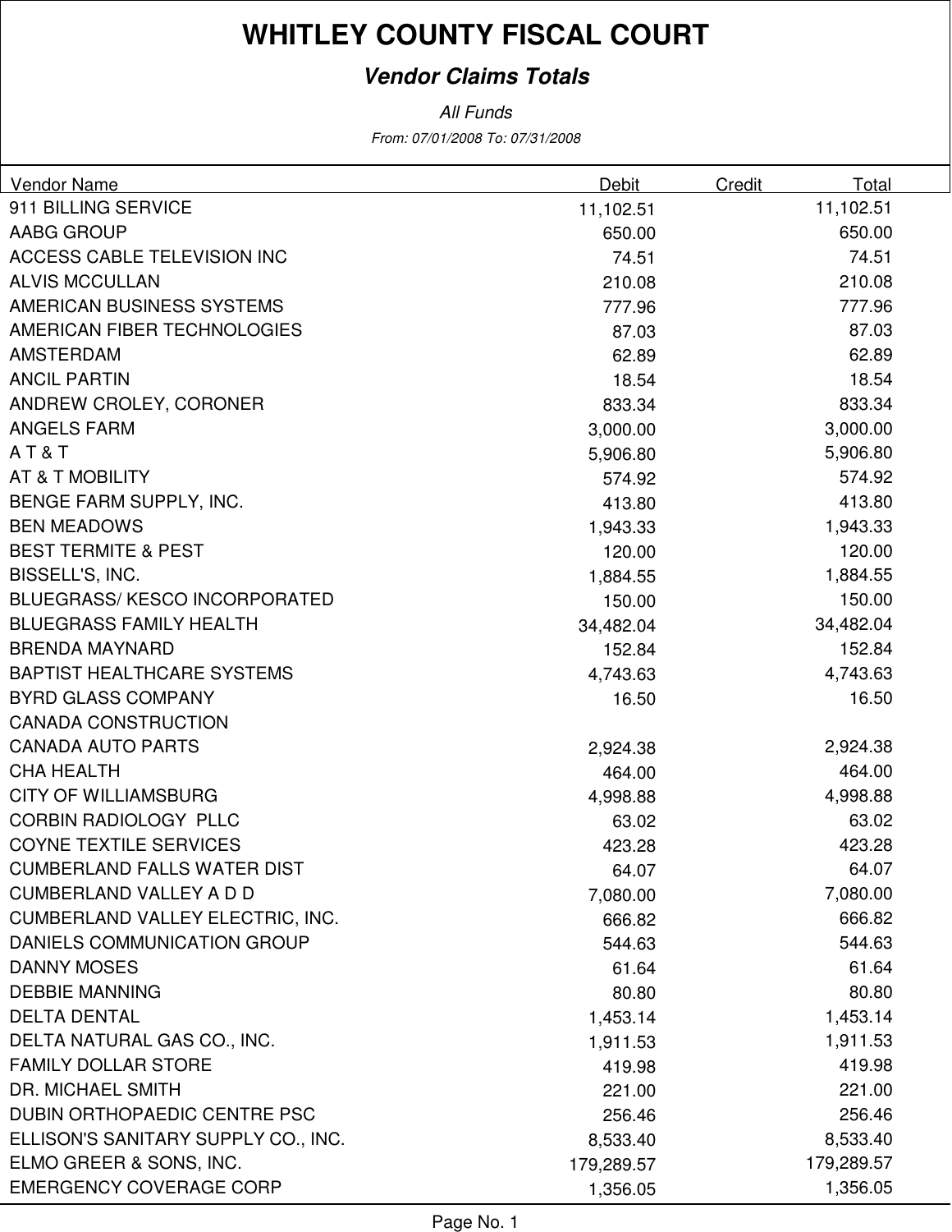# WHITLEY COUNTY FISCAL COURT

***Vendor Claims Totals***

*All Funds*

*From: 07/01/2008 To: 07/31/2008*

| Vendor Name | Debit | Credit | Total |
|---|---|---|---|
| 911 BILLING SERVICE | 11,102.51 | | 11,102.51 |
| AABG GROUP | 650.00 | | 650.00 |
| ACCESS CABLE TELEVISION INC | 74.51 | | 74.51 |
| ALVIS MCCULLAN | 210.08 | | 210.08 |
| AMERICAN BUSINESS SYSTEMS | 777.96 | | 777.96 |
| AMERICAN FIBER TECHNOLOGIES | 87.03 | | 87.03 |
| AMSTERDAM | 62.89 | | 62.89 |
| ANCIL PARTIN | 18.54 | | 18.54 |
| ANDREW CROLEY, CORONER | 833.34 | | 833.34 |
| ANGELS FARM | 3,000.00 | | 3,000.00 |
| A T & T | 5,906.80 | | 5,906.80 |
| AT & T MOBILITY | 574.92 | | 574.92 |
| BENGE FARM SUPPLY, INC. | 413.80 | | 413.80 |
| BEN MEADOWS | 1,943.33 | | 1,943.33 |
| BEST TERMITE & PEST | 120.00 | | 120.00 |
| BISSELL'S, INC. | 1,884.55 | | 1,884.55 |
| BLUEGRASS/ KESCO INCORPORATED | 150.00 | | 150.00 |
| BLUEGRASS FAMILY HEALTH | 34,482.04 | | 34,482.04 |
| BRENDA MAYNARD | 152.84 | | 152.84 |
| BAPTIST HEALTHCARE SYSTEMS | 4,743.63 | | 4,743.63 |
| BYRD GLASS COMPANY | 16.50 | | 16.50 |
| CANADA CONSTRUCTION | | | |
| CANADA AUTO PARTS | 2,924.38 | | 2,924.38 |
| CHA HEALTH | 464.00 | | 464.00 |
| CITY OF WILLIAMSBURG | 4,998.88 | | 4,998.88 |
| CORBIN RADIOLOGY PLLC | 63.02 | | 63.02 |
| COYNE TEXTILE SERVICES | 423.28 | | 423.28 |
| CUMBERLAND FALLS WATER DIST | 64.07 | | 64.07 |
| CUMBERLAND VALLEY A D D | 7,080.00 | | 7,080.00 |
| CUMBERLAND VALLEY ELECTRIC, INC. | 666.82 | | 666.82 |
| DANIELS COMMUNICATION GROUP | 544.63 | | 544.63 |
| DANNY MOSES | 61.64 | | 61.64 |
| DEBBIE MANNING | 80.80 | | 80.80 |
| DELTA DENTAL | 1,453.14 | | 1,453.14 |
| DELTA NATURAL GAS CO., INC. | 1,911.53 | | 1,911.53 |
| FAMILY DOLLAR STORE | 419.98 | | 419.98 |
| DR. MICHAEL SMITH | 221.00 | | 221.00 |
| DUBIN ORTHOPAEDIC CENTRE PSC | 256.46 | | 256.46 |
| ELLISON'S SANITARY SUPPLY CO., INC. | 8,533.40 | | 8,533.40 |
| ELMO GREER & SONS, INC. | 179,289.57 | | 179,289.57 |
| EMERGENCY COVERAGE CORP | 1,356.05 | | 1,356.05 |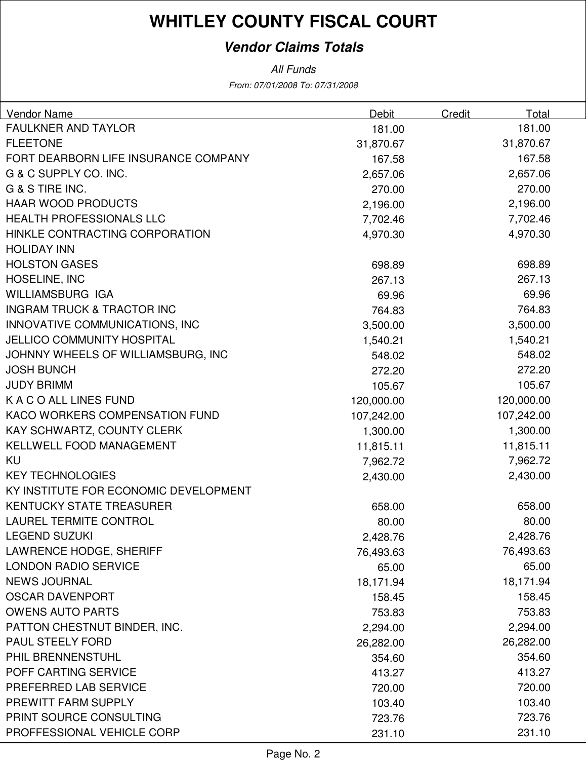# WHITLEY COUNTY FISCAL COURT

***Vendor Claims Totals***

*All Funds*

*From: 07/01/2008 To: 07/31/2008*

| Vendor Name | Debit | Credit | Total |
|---|---|---|---|
| FAULKNER AND TAYLOR | 181.00 | | 181.00 |
| FLEETONE | 31,870.67 | | 31,870.67 |
| FORT DEARBORN LIFE INSURANCE COMPANY | 167.58 | | 167.58 |
| G & C SUPPLY CO. INC. | 2,657.06 | | 2,657.06 |
| G & S TIRE INC. | 270.00 | | 270.00 |
| HAAR WOOD PRODUCTS | 2,196.00 | | 2,196.00 |
| HEALTH PROFESSIONALS LLC | 7,702.46 | | 7,702.46 |
| HINKLE CONTRACTING CORPORATION | 4,970.30 | | 4,970.30 |
| HOLIDAY INN | | | |
| HOLSTON GASES | 698.89 | | 698.89 |
| HOSELINE, INC | 267.13 | | 267.13 |
| WILLIAMSBURG IGA | 69.96 | | 69.96 |
| INGRAM TRUCK & TRACTOR INC | 764.83 | | 764.83 |
| INNOVATIVE COMMUNICATIONS, INC | 3,500.00 | | 3,500.00 |
| JELLICO COMMUNITY HOSPITAL | 1,540.21 | | 1,540.21 |
| JOHNNY WHEELS OF WILLIAMSBURG, INC | 548.02 | | 548.02 |
| JOSH BUNCH | 272.20 | | 272.20 |
| JUDY BRIMM | 105.67 | | 105.67 |
| K A C O ALL LINES FUND | 120,000.00 | | 120,000.00 |
| KACO WORKERS COMPENSATION FUND | 107,242.00 | | 107,242.00 |
| KAY SCHWARTZ, COUNTY CLERK | 1,300.00 | | 1,300.00 |
| KELLWELL FOOD MANAGEMENT | 11,815.11 | | 11,815.11 |
| KU | 7,962.72 | | 7,962.72 |
| KEY TECHNOLOGIES | 2,430.00 | | 2,430.00 |
| KY INSTITUTE FOR ECONOMIC DEVELOPMENT | | | |
| KENTUCKY STATE TREASURER | 658.00 | | 658.00 |
| LAUREL TERMITE CONTROL | 80.00 | | 80.00 |
| LEGEND SUZUKI | 2,428.76 | | 2,428.76 |
| LAWRENCE HODGE, SHERIFF | 76,493.63 | | 76,493.63 |
| LONDON RADIO SERVICE | 65.00 | | 65.00 |
| NEWS JOURNAL | 18,171.94 | | 18,171.94 |
| OSCAR DAVENPORT | 158.45 | | 158.45 |
| OWENS AUTO PARTS | 753.83 | | 753.83 |
| PATTON CHESTNUT BINDER, INC. | 2,294.00 | | 2,294.00 |
| PAUL STEELY FORD | 26,282.00 | | 26,282.00 |
| PHIL BRENNENSTUHL | 354.60 | | 354.60 |
| POFF CARTING SERVICE | 413.27 | | 413.27 |
| PREFERRED LAB SERVICE | 720.00 | | 720.00 |
| PREWITT FARM SUPPLY | 103.40 | | 103.40 |
| PRINT SOURCE CONSULTING | 723.76 | | 723.76 |
| PROFFESSIONAL VEHICLE CORP | 231.10 | | 231.10 |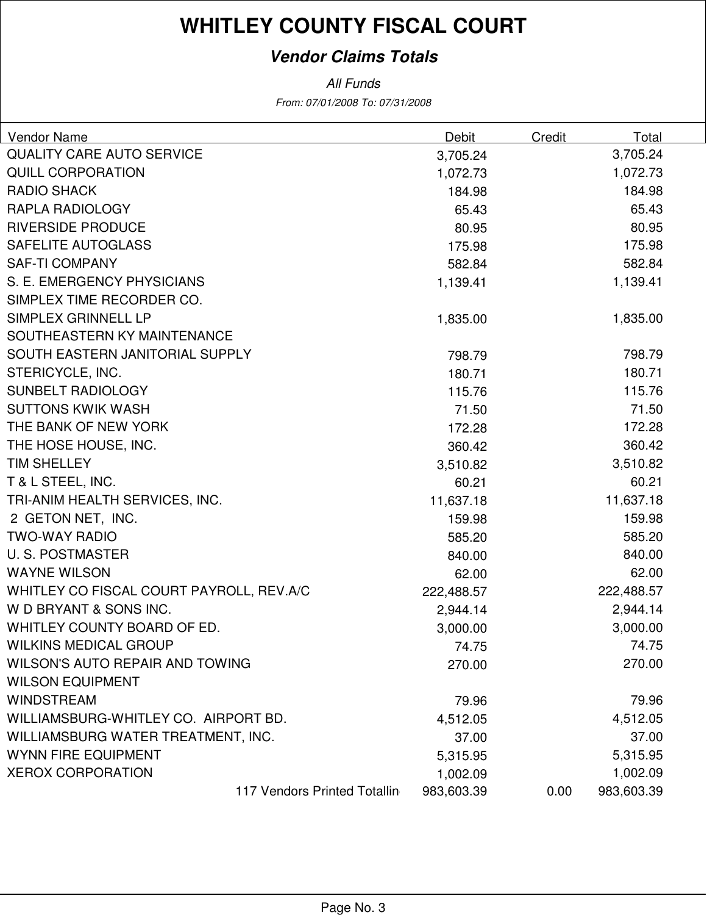# WHITLEY COUNTY FISCAL COURT

***Vendor Claims Totals***

*All Funds*

*From: 07/01/2008 To: 07/31/2008*

| Vendor Name | Debit | Credit | Total |
|---|---|---|---|
| QUALITY CARE AUTO SERVICE | 3,705.24 | | 3,705.24 |
| QUILL CORPORATION | 1,072.73 | | 1,072.73 |
| RADIO SHACK | 184.98 | | 184.98 |
| RAPLA RADIOLOGY | 65.43 | | 65.43 |
| RIVERSIDE PRODUCE | 80.95 | | 80.95 |
| SAFELITE AUTOGLASS | 175.98 | | 175.98 |
| SAF-TI COMPANY | 582.84 | | 582.84 |
| S. E. EMERGENCY PHYSICIANS | 1,139.41 | | 1,139.41 |
| SIMPLEX TIME RECORDER CO. | | | |
| SIMPLEX GRINNELL LP | 1,835.00 | | 1,835.00 |
| SOUTHEASTERN KY MAINTENANCE | | | |
| SOUTH EASTERN JANITORIAL SUPPLY | 798.79 | | 798.79 |
| STERICYCLE, INC. | 180.71 | | 180.71 |
| SUNBELT RADIOLOGY | 115.76 | | 115.76 |
| SUTTONS KWIK WASH | 71.50 | | 71.50 |
| THE BANK OF NEW YORK | 172.28 | | 172.28 |
| THE HOSE HOUSE, INC. | 360.42 | | 360.42 |
| TIM SHELLEY | 3,510.82 | | 3,510.82 |
| T & L STEEL, INC. | 60.21 | | 60.21 |
| TRI-ANIM HEALTH SERVICES, INC. | 11,637.18 | | 11,637.18 |
| 2 GETON NET, INC. | 159.98 | | 159.98 |
| TWO-WAY RADIO | 585.20 | | 585.20 |
| U. S. POSTMASTER | 840.00 | | 840.00 |
| WAYNE WILSON | 62.00 | | 62.00 |
| WHITLEY CO FISCAL COURT PAYROLL, REV.A/C | 222,488.57 | | 222,488.57 |
| W D BRYANT & SONS INC. | 2,944.14 | | 2,944.14 |
| WHITLEY COUNTY BOARD OF ED. | 3,000.00 | | 3,000.00 |
| WILKINS MEDICAL GROUP | 74.75 | | 74.75 |
| WILSON'S AUTO REPAIR AND TOWING | 270.00 | | 270.00 |
| WILSON EQUIPMENT | | | |
| WINDSTREAM | 79.96 | | 79.96 |
| WILLIAMSBURG-WHITLEY CO. AIRPORT BD. | 4,512.05 | | 4,512.05 |
| WILLIAMSBURG WATER TREATMENT, INC. | 37.00 | | 37.00 |
| WYNN FIRE EQUIPMENT | 5,315.95 | | 5,315.95 |
| XEROX CORPORATION | 1,002.09 | | 1,002.09 |
| 117 Vendors Printed Totallin | 983,603.39 | 0.00 | 983,603.39 |